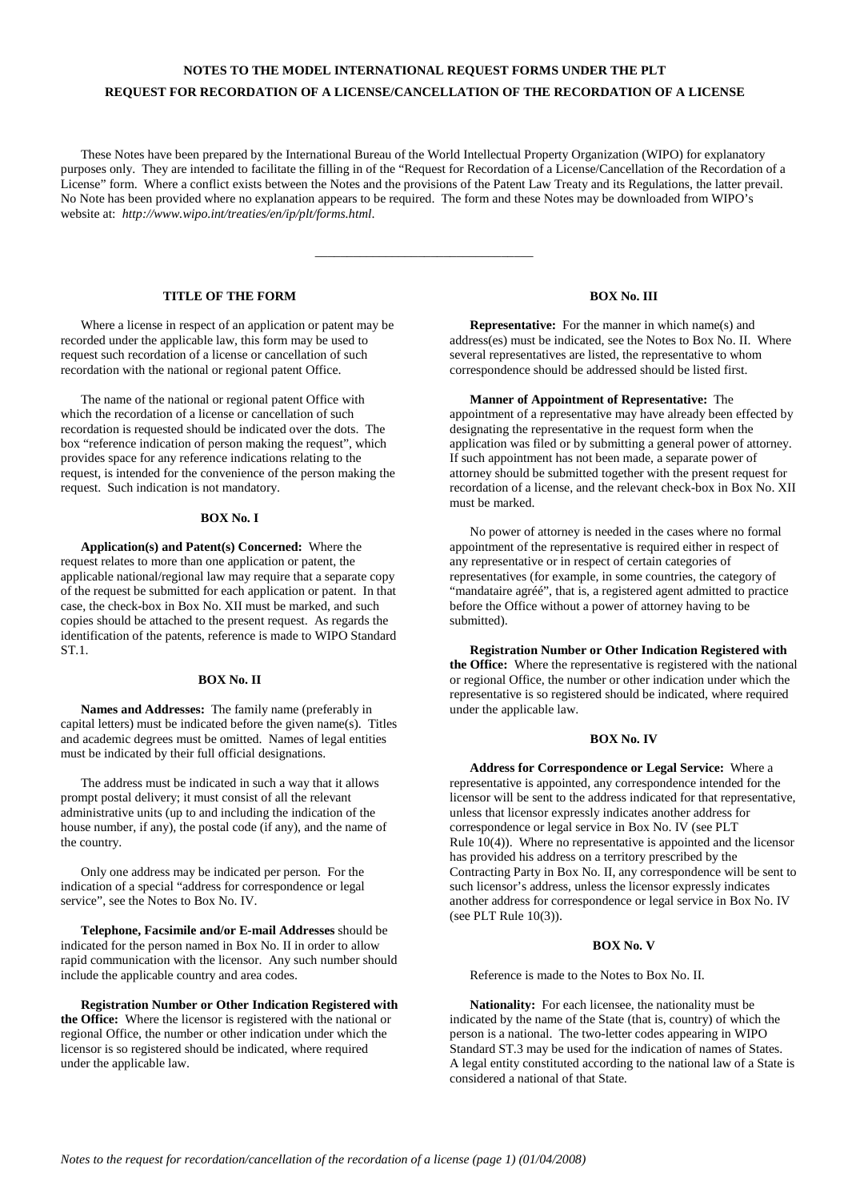# NOTES TO THE MODEL INTERNATIONAL REQUEST FORMS UNDER THE PLT

## REQUEST FOR RECORDATION OF A LICENSE/CANCELLATION OF THE RECORDATION OF A LICENSE

These Notes have been prepared by the International Bureau of the World Intellectual Property Organization (WIPO) for explanatory purposes only. They are intended to facilitate the filling in of the "Request for Recordation of a License/Cancellation of the Recordation of a License" form. Where a conflict exists between the Notes and the provisions of the Patent Law Treaty and its Regulations, the latter prevail. No Note has been provided where no explanation appears to be required. The form and these Notes may be downloaded from WIPO's website at: *http://www.wipo.int/treaties/en/ip/plt/forms.html*.

---

### TITLE OF THE FORM

Where a license in respect of an application or patent may be recorded under the applicable law, this form may be used to request such recordation of a license or cancellation of such recordation with the national or regional patent Office.

The name of the national or regional patent Office with which the recordation of a license or cancellation of such recordation is requested should be indicated over the dots. The box "reference indication of person making the request", which provides space for any reference indications relating to the request, is intended for the convenience of the person making the request. Such indication is not mandatory.

### BOX No. I

**Application(s) and Patent(s) Concerned:** Where the request relates to more than one application or patent, the applicable national/regional law may require that a separate copy of the request be submitted for each application or patent. In that case, the check-box in Box No. XII must be marked, and such copies should be attached to the present request. As regards the identification of the patents, reference is made to WIPO Standard ST.1.

### BOX No. II

**Names and Addresses:** The family name (preferably in capital letters) must be indicated before the given name(s). Titles and academic degrees must be omitted. Names of legal entities must be indicated by their full official designations.

The address must be indicated in such a way that it allows prompt postal delivery; it must consist of all the relevant administrative units (up to and including the indication of the house number, if any), the postal code (if any), and the name of the country.

Only one address may be indicated per person. For the indication of a special "address for correspondence or legal service", see the Notes to Box No. IV.

**Telephone, Facsimile and/or E-mail Addresses** should be indicated for the person named in Box No. II in order to allow rapid communication with the licensor. Any such number should include the applicable country and area codes.

**Registration Number or Other Indication Registered with the Office:** Where the licensor is registered with the national or regional Office, the number or other indication under which the licensor is so registered should be indicated, where required under the applicable law.

### BOX No. III

**Representative:** For the manner in which name(s) and address(es) must be indicated, see the Notes to Box No. II. Where several representatives are listed, the representative to whom correspondence should be addressed should be listed first.

**Manner of Appointment of Representative:** The appointment of a representative may have already been effected by designating the representative in the request form when the application was filed or by submitting a general power of attorney. If such appointment has not been made, a separate power of attorney should be submitted together with the present request for recordation of a license, and the relevant check-box in Box No. XII must be marked.

No power of attorney is needed in the cases where no formal appointment of the representative is required either in respect of any representative or in respect of certain categories of representatives (for example, in some countries, the category of "mandataire agréé", that is, a registered agent admitted to practice before the Office without a power of attorney having to be submitted).

**Registration Number or Other Indication Registered with the Office:** Where the representative is registered with the national or regional Office, the number or other indication under which the representative is so registered should be indicated, where required under the applicable law.

### BOX No. IV

**Address for Correspondence or Legal Service:** Where a representative is appointed, any correspondence intended for the licensor will be sent to the address indicated for that representative, unless that licensor expressly indicates another address for correspondence or legal service in Box No. IV (see PLT Rule 10(4)). Where no representative is appointed and the licensor has provided his address on a territory prescribed by the Contracting Party in Box No. II, any correspondence will be sent to such licensor's address, unless the licensor expressly indicates another address for correspondence or legal service in Box No. IV (see PLT Rule 10(3)).

### BOX No. V

Reference is made to the Notes to Box No. II.

**Nationality:** For each licensee, the nationality must be indicated by the name of the State (that is, country) of which the person is a national. The two-letter codes appearing in WIPO Standard ST.3 may be used for the indication of names of States. A legal entity constituted according to the national law of a State is considered a national of that State.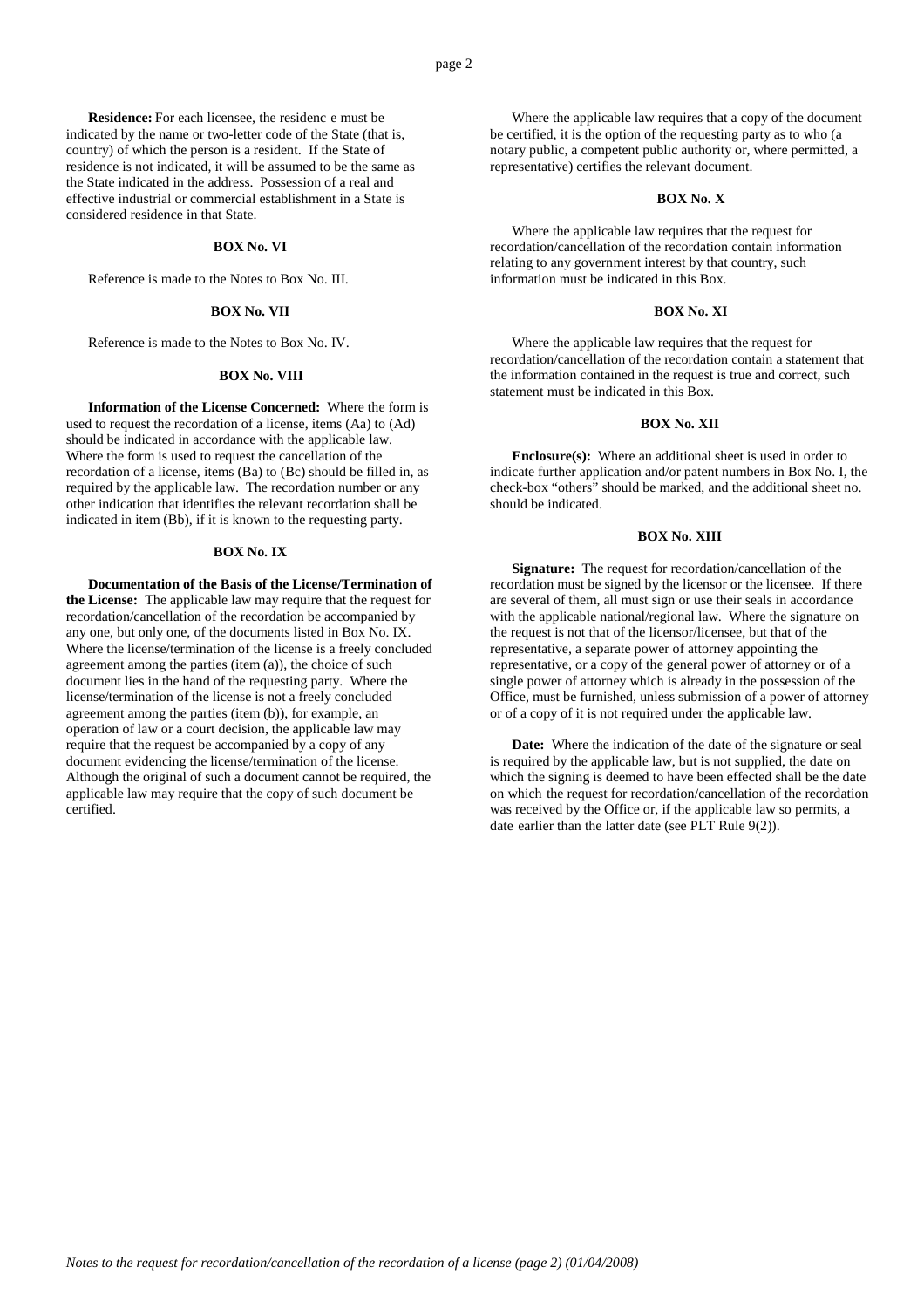**Residence:** For each licensee, the residenc e must be indicated by the name or two-letter code of the State (that is, country) of which the person is a resident. If the State of residence is not indicated, it will be assumed to be the same as the State indicated in the address. Possession of a real and effective industrial or commercial establishment in a State is considered residence in that State.

### BOX No. VI

Reference is made to the Notes to Box No. III.

### BOX No. VII

Reference is made to the Notes to Box No. IV.

### BOX No. VIII

**Information of the License Concerned:** Where the form is used to request the recordation of a license, items (Aa) to (Ad) should be indicated in accordance with the applicable law. Where the form is used to request the cancellation of the recordation of a license, items (Ba) to (Bc) should be filled in, as required by the applicable law. The recordation number or any other indication that identifies the relevant recordation shall be indicated in item (Bb), if it is known to the requesting party.

### BOX No. IX

**Documentation of the Basis of the License/Termination of the License:** The applicable law may require that the request for recordation/cancellation of the recordation be accompanied by any one, but only one, of the documents listed in Box No. IX. Where the license/termination of the license is a freely concluded agreement among the parties (item (a)), the choice of such document lies in the hand of the requesting party. Where the license/termination of the license is not a freely concluded agreement among the parties (item (b)), for example, an operation of law or a court decision, the applicable law may require that the request be accompanied by a copy of any document evidencing the license/termination of the license. Although the original of such a document cannot be required, the applicable law may require that the copy of such document be certified.

Where the applicable law requires that a copy of the document be certified, it is the option of the requesting party as to who (a notary public, a competent public authority or, where permitted, a representative) certifies the relevant document.

### BOX No. X

Where the applicable law requires that the request for recordation/cancellation of the recordation contain information relating to any government interest by that country, such information must be indicated in this Box.

### BOX No. XI

Where the applicable law requires that the request for recordation/cancellation of the recordation contain a statement that the information contained in the request is true and correct, such statement must be indicated in this Box.

### BOX No. XII

**Enclosure(s):** Where an additional sheet is used in order to indicate further application and/or patent numbers in Box No. I, the check-box "others" should be marked, and the additional sheet no. should be indicated.

### BOX No. XIII

**Signature:** The request for recordation/cancellation of the recordation must be signed by the licensor or the licensee. If there are several of them, all must sign or use their seals in accordance with the applicable national/regional law. Where the signature on the request is not that of the licensor/licensee, but that of the representative, a separate power of attorney appointing the representative, or a copy of the general power of attorney or of a single power of attorney which is already in the possession of the Office, must be furnished, unless submission of a power of attorney or of a copy of it is not required under the applicable law.

**Date:** Where the indication of the date of the signature or seal is required by the applicable law, but is not supplied, the date on which the signing is deemed to have been effected shall be the date on which the request for recordation/cancellation of the recordation was received by the Office or, if the applicable law so permits, a date earlier than the latter date (see PLT Rule 9(2)).